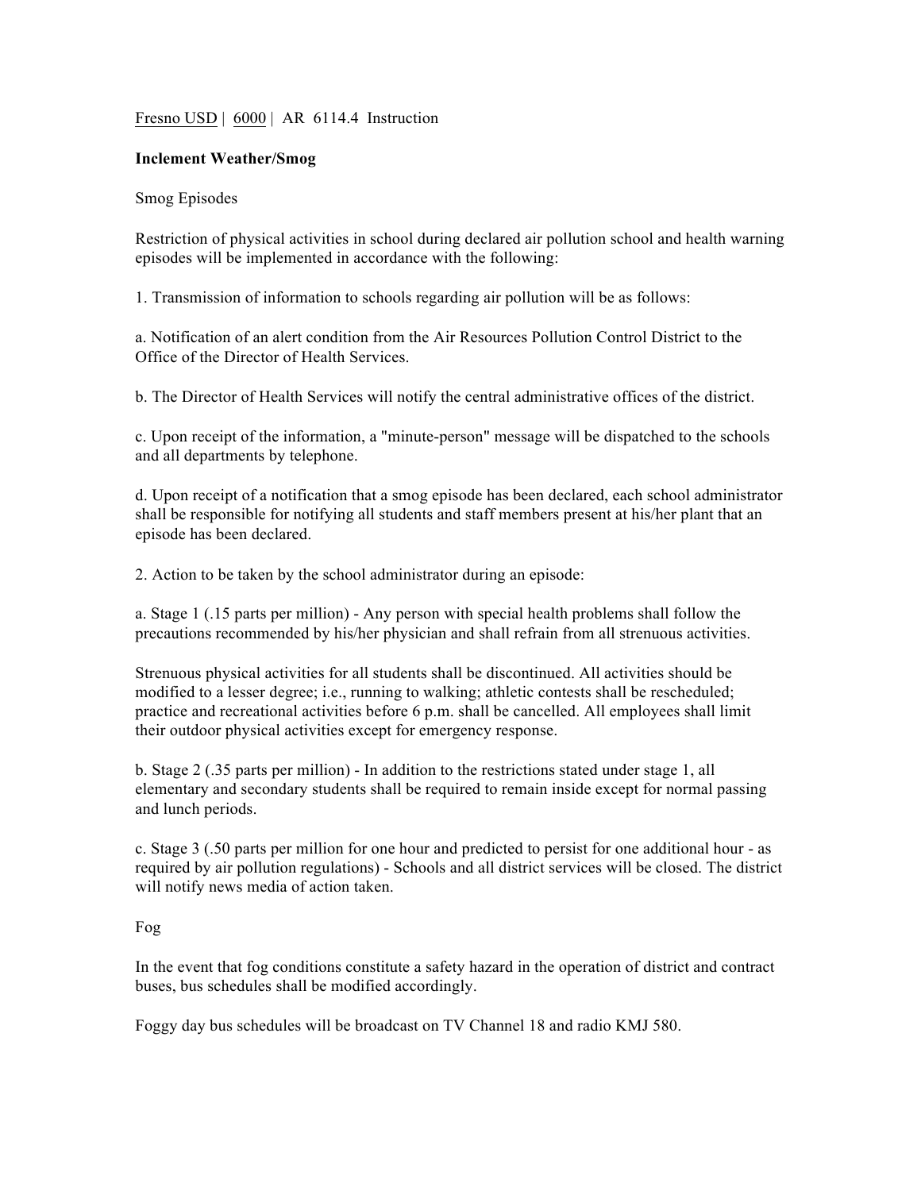Fresno USD | 6000 | AR 6114.4 Instruction

# Inclement Weather/Smog

## Smog Episodes

Restriction of physical activities in school during declared air pollution school and health warning episodes will be implemented in accordance with the following:

1. Transmission of information to schools regarding air pollution will be as follows:

a. Notification of an alert condition from the Air Resources Pollution Control District to the Office of the Director of Health Services.

b. The Director of Health Services will notify the central administrative offices of the district.

c. Upon receipt of the information, a "minute-person" message will be dispatched to the schools and all departments by telephone.

d. Upon receipt of a notification that a smog episode has been declared, each school administrator shall be responsible for notifying all students and staff members present at his/her plant that an episode has been declared.

2. Action to be taken by the school administrator during an episode:

a. Stage 1 (.15 parts per million) - Any person with special health problems shall follow the precautions recommended by his/her physician and shall refrain from all strenuous activities.

Strenuous physical activities for all students shall be discontinued. All activities should be modified to a lesser degree; i.e., running to walking; athletic contests shall be rescheduled; practice and recreational activities before 6 p.m. shall be cancelled. All employees shall limit their outdoor physical activities except for emergency response.

b. Stage 2 (.35 parts per million) - In addition to the restrictions stated under stage 1, all elementary and secondary students shall be required to remain inside except for normal passing and lunch periods.

c. Stage 3 (.50 parts per million for one hour and predicted to persist for one additional hour - as required by air pollution regulations) - Schools and all district services will be closed. The district will notify news media of action taken.

## Fog

In the event that fog conditions constitute a safety hazard in the operation of district and contract buses, bus schedules shall be modified accordingly.

Foggy day bus schedules will be broadcast on TV Channel 18 and radio KMJ 580.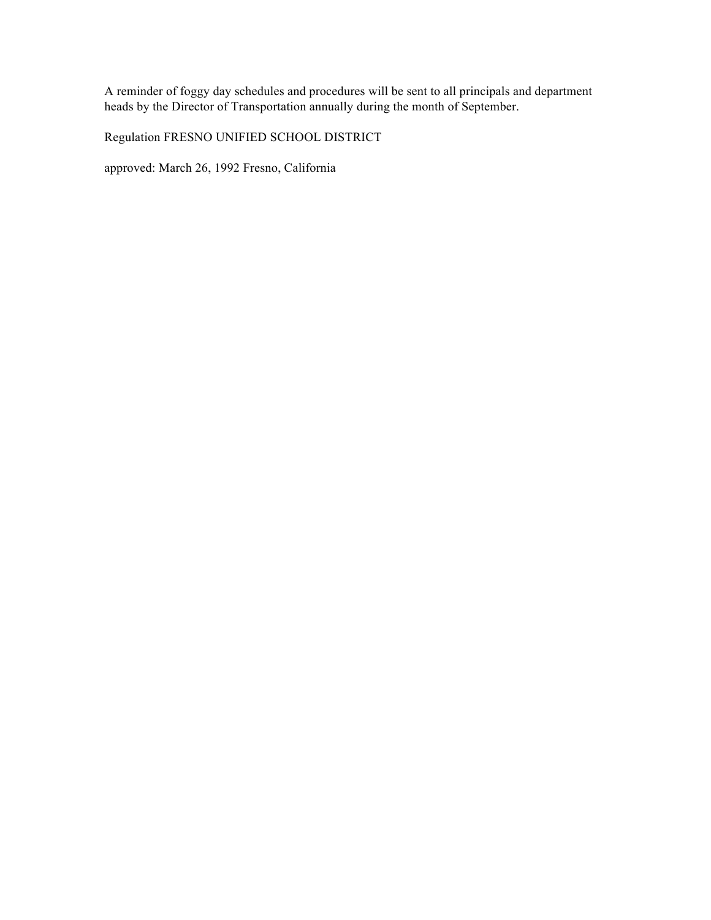A reminder of foggy day schedules and procedures will be sent to all principals and department heads by the Director of Transportation annually during the month of September.

Regulation FRESNO UNIFIED SCHOOL DISTRICT

approved: March 26, 1992 Fresno, California